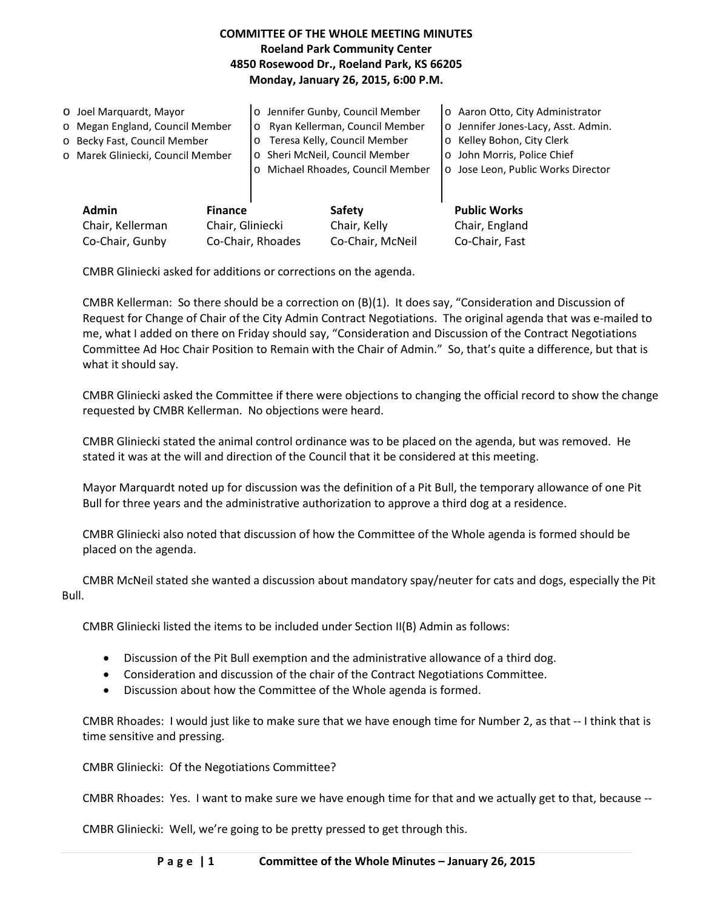# COMMITTEE OF THE WHOLE MEETING MINUTES

**Roeland Park Community Center**
**4850 Rosewood Dr., Roeland Park, KS 66205**
**Monday, January 26, 2015, 6:00 P.M.**

- o Joel Marquardt, Mayor
- o Megan England, Council Member
- o Becky Fast, Council Member
- o Marek Gliniecki, Council Member
- o Jennifer Gunby, Council Member
- o Ryan Kellerman, Council Member
- o Teresa Kelly, Council Member
- o Sheri McNeil, Council Member
- o Michael Rhoades, Council Member
- o Aaron Otto, City Administrator
- o Jennifer Jones-Lacy, Asst. Admin.
- o Kelley Bohon, City Clerk
- o John Morris, Police Chief
- o Jose Leon, Public Works Director

| Admin | Finance | Safety | Public Works |
|---|---|---|---|
| Chair, Kellerman | Chair, Gliniecki | Chair, Kelly | Chair, England |
| Co-Chair, Gunby | Co-Chair, Rhoades | Co-Chair, McNeil | Co-Chair, Fast |

CMBR Gliniecki asked for additions or corrections on the agenda.

CMBR Kellerman: So there should be a correction on (B)(1). It does say, "Consideration and Discussion of Request for Change of Chair of the City Admin Contract Negotiations. The original agenda that was e-mailed to me, what I added on there on Friday should say, "Consideration and Discussion of the Contract Negotiations Committee Ad Hoc Chair Position to Remain with the Chair of Admin." So, that's quite a difference, but that is what it should say.

CMBR Gliniecki asked the Committee if there were objections to changing the official record to show the change requested by CMBR Kellerman. No objections were heard.

CMBR Gliniecki stated the animal control ordinance was to be placed on the agenda, but was removed. He stated it was at the will and direction of the Council that it be considered at this meeting.

Mayor Marquardt noted up for discussion was the definition of a Pit Bull, the temporary allowance of one Pit Bull for three years and the administrative authorization to approve a third dog at a residence.

CMBR Gliniecki also noted that discussion of how the Committee of the Whole agenda is formed should be placed on the agenda.

CMBR McNeil stated she wanted a discussion about mandatory spay/neuter for cats and dogs, especially the Pit Bull.

CMBR Gliniecki listed the items to be included under Section II(B) Admin as follows:

- Discussion of the Pit Bull exemption and the administrative allowance of a third dog.
- Consideration and discussion of the chair of the Contract Negotiations Committee.
- Discussion about how the Committee of the Whole agenda is formed.

CMBR Rhoades: I would just like to make sure that we have enough time for Number 2, as that -- I think that is time sensitive and pressing.

CMBR Gliniecki: Of the Negotiations Committee?

CMBR Rhoades: Yes. I want to make sure we have enough time for that and we actually get to that, because --

CMBR Gliniecki: Well, we're going to be pretty pressed to get through this.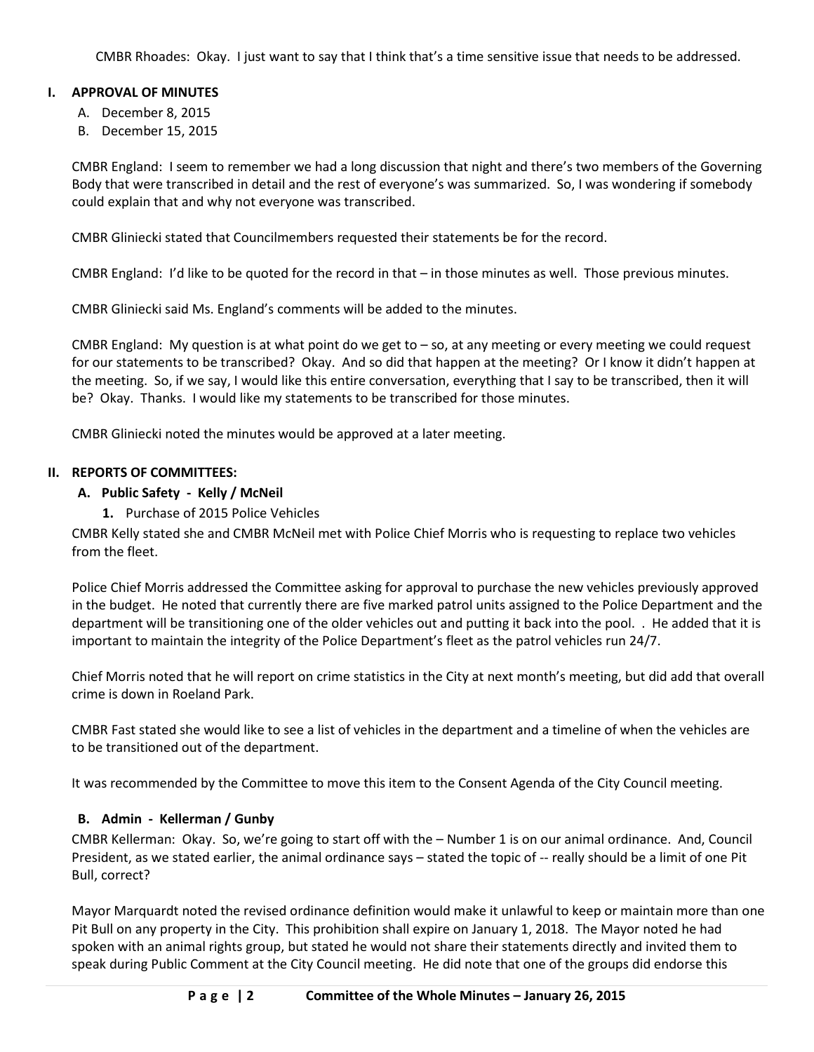CMBR Rhoades: Okay. I just want to say that I think that's a time sensitive issue that needs to be addressed.

## I. APPROVAL OF MINUTES

A. December 8, 2015
B. December 15, 2015

CMBR England: I seem to remember we had a long discussion that night and there's two members of the Governing Body that were transcribed in detail and the rest of everyone's was summarized. So, I was wondering if somebody could explain that and why not everyone was transcribed.

CMBR Gliniecki stated that Councilmembers requested their statements be for the record.

CMBR England: I'd like to be quoted for the record in that – in those minutes as well. Those previous minutes.

CMBR Gliniecki said Ms. England's comments will be added to the minutes.

CMBR England: My question is at what point do we get to – so, at any meeting or every meeting we could request for our statements to be transcribed? Okay. And so did that happen at the meeting? Or I know it didn't happen at the meeting. So, if we say, I would like this entire conversation, everything that I say to be transcribed, then it will be? Okay. Thanks. I would like my statements to be transcribed for those minutes.

CMBR Gliniecki noted the minutes would be approved at a later meeting.

## II. REPORTS OF COMMITTEES:

### A. Public Safety - Kelly / McNeil

**1.** Purchase of 2015 Police Vehicles

CMBR Kelly stated she and CMBR McNeil met with Police Chief Morris who is requesting to replace two vehicles from the fleet.

Police Chief Morris addressed the Committee asking for approval to purchase the new vehicles previously approved in the budget. He noted that currently there are five marked patrol units assigned to the Police Department and the department will be transitioning one of the older vehicles out and putting it back into the pool. . He added that it is important to maintain the integrity of the Police Department's fleet as the patrol vehicles run 24/7.

Chief Morris noted that he will report on crime statistics in the City at next month's meeting, but did add that overall crime is down in Roeland Park.

CMBR Fast stated she would like to see a list of vehicles in the department and a timeline of when the vehicles are to be transitioned out of the department.

It was recommended by the Committee to move this item to the Consent Agenda of the City Council meeting.

### B. Admin - Kellerman / Gunby

CMBR Kellerman: Okay. So, we're going to start off with the – Number 1 is on our animal ordinance. And, Council President, as we stated earlier, the animal ordinance says – stated the topic of -- really should be a limit of one Pit Bull, correct?

Mayor Marquardt noted the revised ordinance definition would make it unlawful to keep or maintain more than one Pit Bull on any property in the City. This prohibition shall expire on January 1, 2018. The Mayor noted he had spoken with an animal rights group, but stated he would not share their statements directly and invited them to speak during Public Comment at the City Council meeting. He did note that one of the groups did endorse this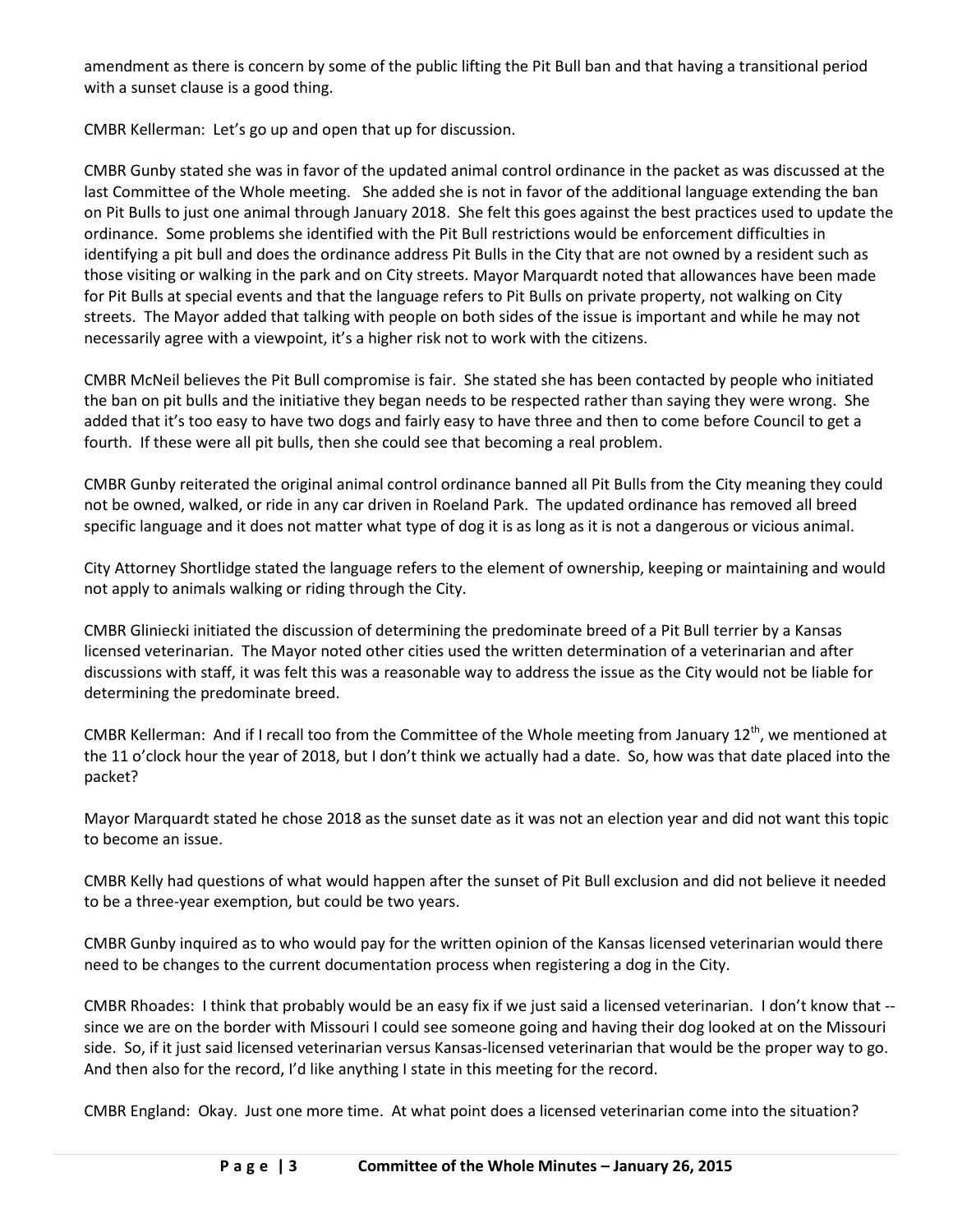amendment as there is concern by some of the public lifting the Pit Bull ban and that having a transitional period with a sunset clause is a good thing.

CMBR Kellerman: Let's go up and open that up for discussion.

CMBR Gunby stated she was in favor of the updated animal control ordinance in the packet as was discussed at the last Committee of the Whole meeting. She added she is not in favor of the additional language extending the ban on Pit Bulls to just one animal through January 2018. She felt this goes against the best practices used to update the ordinance. Some problems she identified with the Pit Bull restrictions would be enforcement difficulties in identifying a pit bull and does the ordinance address Pit Bulls in the City that are not owned by a resident such as those visiting or walking in the park and on City streets. Mayor Marquardt noted that allowances have been made for Pit Bulls at special events and that the language refers to Pit Bulls on private property, not walking on City streets. The Mayor added that talking with people on both sides of the issue is important and while he may not necessarily agree with a viewpoint, it's a higher risk not to work with the citizens.

CMBR McNeil believes the Pit Bull compromise is fair. She stated she has been contacted by people who initiated the ban on pit bulls and the initiative they began needs to be respected rather than saying they were wrong. She added that it's too easy to have two dogs and fairly easy to have three and then to come before Council to get a fourth. If these were all pit bulls, then she could see that becoming a real problem.

CMBR Gunby reiterated the original animal control ordinance banned all Pit Bulls from the City meaning they could not be owned, walked, or ride in any car driven in Roeland Park. The updated ordinance has removed all breed specific language and it does not matter what type of dog it is as long as it is not a dangerous or vicious animal.

City Attorney Shortlidge stated the language refers to the element of ownership, keeping or maintaining and would not apply to animals walking or riding through the City.

CMBR Gliniecki initiated the discussion of determining the predominate breed of a Pit Bull terrier by a Kansas licensed veterinarian. The Mayor noted other cities used the written determination of a veterinarian and after discussions with staff, it was felt this was a reasonable way to address the issue as the City would not be liable for determining the predominate breed.

CMBR Kellerman: And if I recall too from the Committee of the Whole meeting from January 12th, we mentioned at the 11 o'clock hour the year of 2018, but I don't think we actually had a date. So, how was that date placed into the packet?

Mayor Marquardt stated he chose 2018 as the sunset date as it was not an election year and did not want this topic to become an issue.

CMBR Kelly had questions of what would happen after the sunset of Pit Bull exclusion and did not believe it needed to be a three-year exemption, but could be two years.

CMBR Gunby inquired as to who would pay for the written opinion of the Kansas licensed veterinarian would there need to be changes to the current documentation process when registering a dog in the City.

CMBR Rhoades: I think that probably would be an easy fix if we just said a licensed veterinarian. I don't know that -- since we are on the border with Missouri I could see someone going and having their dog looked at on the Missouri side. So, if it just said licensed veterinarian versus Kansas-licensed veterinarian that would be the proper way to go. And then also for the record, I'd like anything I state in this meeting for the record.

CMBR England: Okay. Just one more time. At what point does a licensed veterinarian come into the situation?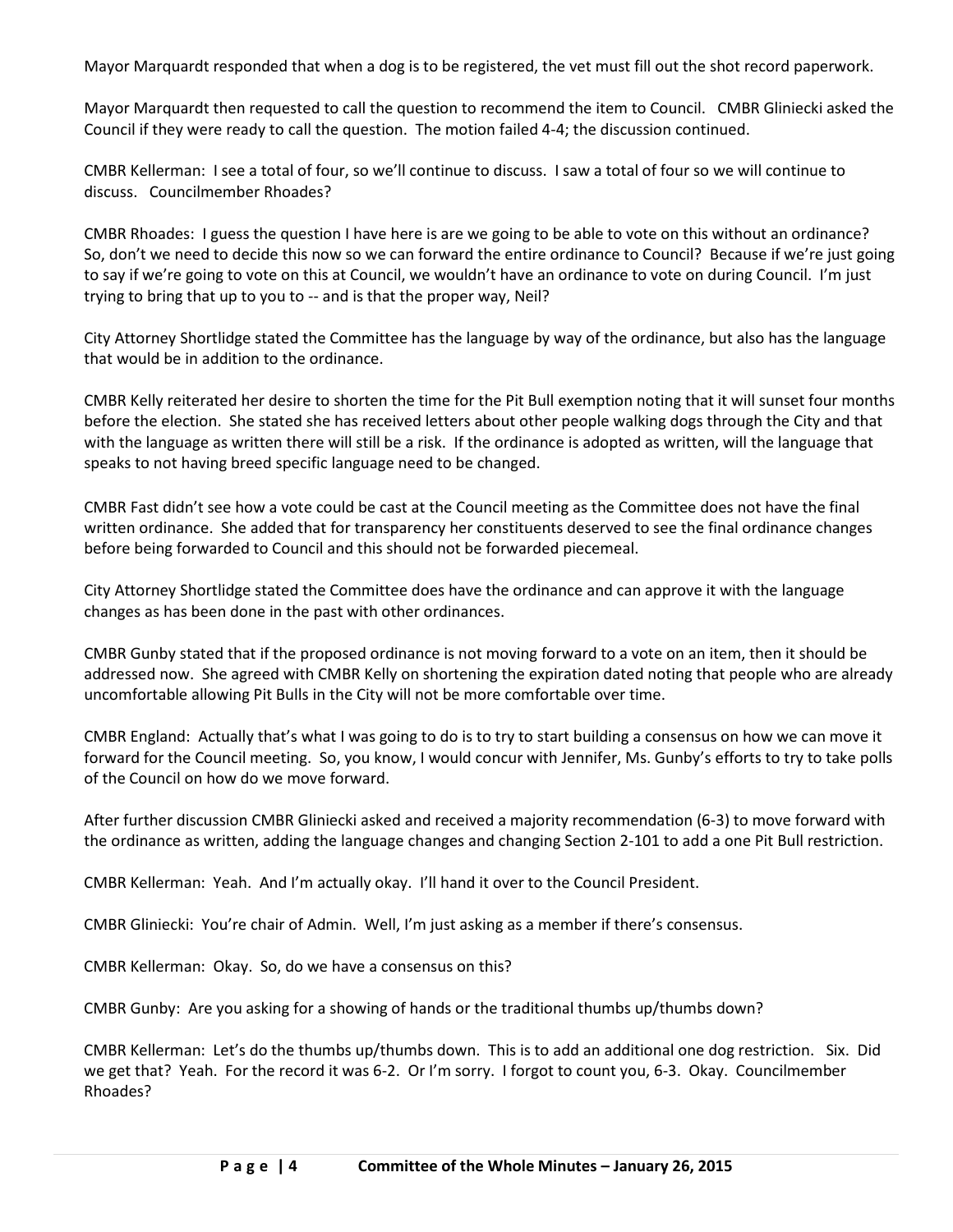Mayor Marquardt responded that when a dog is to be registered, the vet must fill out the shot record paperwork.

Mayor Marquardt then requested to call the question to recommend the item to Council. CMBR Gliniecki asked the Council if they were ready to call the question. The motion failed 4-4; the discussion continued.

CMBR Kellerman: I see a total of four, so we'll continue to discuss. I saw a total of four so we will continue to discuss. Councilmember Rhoades?

CMBR Rhoades: I guess the question I have here is are we going to be able to vote on this without an ordinance? So, don't we need to decide this now so we can forward the entire ordinance to Council? Because if we're just going to say if we're going to vote on this at Council, we wouldn't have an ordinance to vote on during Council. I'm just trying to bring that up to you to -- and is that the proper way, Neil?

City Attorney Shortlidge stated the Committee has the language by way of the ordinance, but also has the language that would be in addition to the ordinance.

CMBR Kelly reiterated her desire to shorten the time for the Pit Bull exemption noting that it will sunset four months before the election. She stated she has received letters about other people walking dogs through the City and that with the language as written there will still be a risk. If the ordinance is adopted as written, will the language that speaks to not having breed specific language need to be changed.

CMBR Fast didn't see how a vote could be cast at the Council meeting as the Committee does not have the final written ordinance. She added that for transparency her constituents deserved to see the final ordinance changes before being forwarded to Council and this should not be forwarded piecemeal.

City Attorney Shortlidge stated the Committee does have the ordinance and can approve it with the language changes as has been done in the past with other ordinances.

CMBR Gunby stated that if the proposed ordinance is not moving forward to a vote on an item, then it should be addressed now. She agreed with CMBR Kelly on shortening the expiration dated noting that people who are already uncomfortable allowing Pit Bulls in the City will not be more comfortable over time.

CMBR England: Actually that's what I was going to do is to try to start building a consensus on how we can move it forward for the Council meeting. So, you know, I would concur with Jennifer, Ms. Gunby's efforts to try to take polls of the Council on how do we move forward.

After further discussion CMBR Gliniecki asked and received a majority recommendation (6-3) to move forward with the ordinance as written, adding the language changes and changing Section 2-101 to add a one Pit Bull restriction.

CMBR Kellerman: Yeah. And I'm actually okay. I'll hand it over to the Council President.

CMBR Gliniecki: You're chair of Admin. Well, I'm just asking as a member if there's consensus.

CMBR Kellerman: Okay. So, do we have a consensus on this?

CMBR Gunby: Are you asking for a showing of hands or the traditional thumbs up/thumbs down?

CMBR Kellerman: Let's do the thumbs up/thumbs down. This is to add an additional one dog restriction. Six. Did we get that? Yeah. For the record it was 6-2. Or I'm sorry. I forgot to count you, 6-3. Okay. Councilmember Rhoades?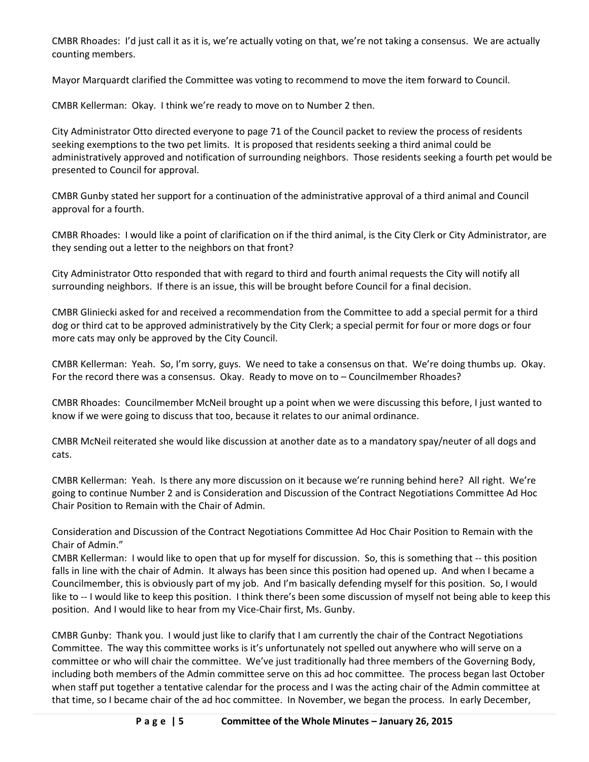CMBR Rhoades: I'd just call it as it is, we're actually voting on that, we're not taking a consensus. We are actually counting members.

Mayor Marquardt clarified the Committee was voting to recommend to move the item forward to Council.

CMBR Kellerman: Okay. I think we're ready to move on to Number 2 then.

City Administrator Otto directed everyone to page 71 of the Council packet to review the process of residents seeking exemptions to the two pet limits. It is proposed that residents seeking a third animal could be administratively approved and notification of surrounding neighbors. Those residents seeking a fourth pet would be presented to Council for approval.

CMBR Gunby stated her support for a continuation of the administrative approval of a third animal and Council approval for a fourth.

CMBR Rhoades: I would like a point of clarification on if the third animal, is the City Clerk or City Administrator, are they sending out a letter to the neighbors on that front?

City Administrator Otto responded that with regard to third and fourth animal requests the City will notify all surrounding neighbors. If there is an issue, this will be brought before Council for a final decision.

CMBR Gliniecki asked for and received a recommendation from the Committee to add a special permit for a third dog or third cat to be approved administratively by the City Clerk; a special permit for four or more dogs or four more cats may only be approved by the City Council.

CMBR Kellerman: Yeah. So, I'm sorry, guys. We need to take a consensus on that. We're doing thumbs up. Okay. For the record there was a consensus. Okay. Ready to move on to – Councilmember Rhoades?

CMBR Rhoades: Councilmember McNeil brought up a point when we were discussing this before, I just wanted to know if we were going to discuss that too, because it relates to our animal ordinance.

CMBR McNeil reiterated she would like discussion at another date as to a mandatory spay/neuter of all dogs and cats.

CMBR Kellerman: Yeah. Is there any more discussion on it because we're running behind here? All right. We're going to continue Number 2 and is Consideration and Discussion of the Contract Negotiations Committee Ad Hoc Chair Position to Remain with the Chair of Admin.

Consideration and Discussion of the Contract Negotiations Committee Ad Hoc Chair Position to Remain with the Chair of Admin."

CMBR Kellerman: I would like to open that up for myself for discussion. So, this is something that -- this position falls in line with the chair of Admin. It always has been since this position had opened up. And when I became a Councilmember, this is obviously part of my job. And I'm basically defending myself for this position. So, I would like to -- I would like to keep this position. I think there's been some discussion of myself not being able to keep this position. And I would like to hear from my Vice-Chair first, Ms. Gunby.

CMBR Gunby: Thank you. I would just like to clarify that I am currently the chair of the Contract Negotiations Committee. The way this committee works is it's unfortunately not spelled out anywhere who will serve on a committee or who will chair the committee. We've just traditionally had three members of the Governing Body, including both members of the Admin committee serve on this ad hoc committee. The process began last October when staff put together a tentative calendar for the process and I was the acting chair of the Admin committee at that time, so I became chair of the ad hoc committee. In November, we began the process. In early December,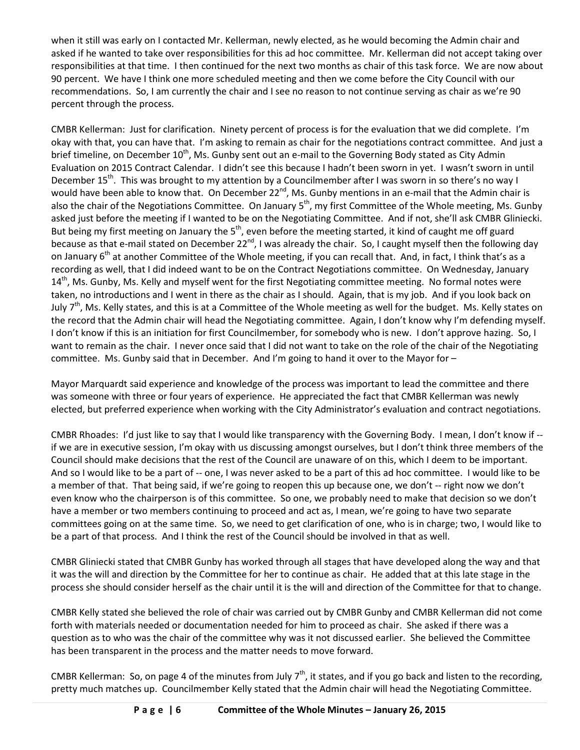when it still was early on I contacted Mr. Kellerman, newly elected, as he would becoming the Admin chair and asked if he wanted to take over responsibilities for this ad hoc committee. Mr. Kellerman did not accept taking over responsibilities at that time. I then continued for the next two months as chair of this task force. We are now about 90 percent. We have I think one more scheduled meeting and then we come before the City Council with our recommendations. So, I am currently the chair and I see no reason to not continue serving as chair as we're 90 percent through the process.

CMBR Kellerman: Just for clarification. Ninety percent of process is for the evaluation that we did complete. I'm okay with that, you can have that. I'm asking to remain as chair for the negotiations contract committee. And just a brief timeline, on December 10th, Ms. Gunby sent out an e-mail to the Governing Body stated as City Admin Evaluation on 2015 Contract Calendar. I didn't see this because I hadn't been sworn in yet. I wasn't sworn in until December 15th. This was brought to my attention by a Councilmember after I was sworn in so there's no way I would have been able to know that. On December 22nd, Ms. Gunby mentions in an e-mail that the Admin chair is also the chair of the Negotiations Committee. On January 5th, my first Committee of the Whole meeting, Ms. Gunby asked just before the meeting if I wanted to be on the Negotiating Committee. And if not, she'll ask CMBR Gliniecki. But being my first meeting on January the 5th, even before the meeting started, it kind of caught me off guard because as that e-mail stated on December 22nd, I was already the chair. So, I caught myself then the following day on January 6th at another Committee of the Whole meeting, if you can recall that. And, in fact, I think that's as a recording as well, that I did indeed want to be on the Contract Negotiations committee. On Wednesday, January 14th, Ms. Gunby, Ms. Kelly and myself went for the first Negotiating committee meeting. No formal notes were taken, no introductions and I went in there as the chair as I should. Again, that is my job. And if you look back on July 7th, Ms. Kelly states, and this is at a Committee of the Whole meeting as well for the budget. Ms. Kelly states on the record that the Admin chair will head the Negotiating committee. Again, I don't know why I'm defending myself. I don't know if this is an initiation for first Councilmember, for somebody who is new. I don't approve hazing. So, I want to remain as the chair. I never once said that I did not want to take on the role of the chair of the Negotiating committee. Ms. Gunby said that in December. And I'm going to hand it over to the Mayor for –

Mayor Marquardt said experience and knowledge of the process was important to lead the committee and there was someone with three or four years of experience. He appreciated the fact that CMBR Kellerman was newly elected, but preferred experience when working with the City Administrator's evaluation and contract negotiations.

CMBR Rhoades: I'd just like to say that I would like transparency with the Governing Body. I mean, I don't know if -- if we are in executive session, I'm okay with us discussing amongst ourselves, but I don't think three members of the Council should make decisions that the rest of the Council are unaware of on this, which I deem to be important. And so I would like to be a part of -- one, I was never asked to be a part of this ad hoc committee. I would like to be a member of that. That being said, if we're going to reopen this up because one, we don't -- right now we don't even know who the chairperson is of this committee. So one, we probably need to make that decision so we don't have a member or two members continuing to proceed and act as, I mean, we're going to have two separate committees going on at the same time. So, we need to get clarification of one, who is in charge; two, I would like to be a part of that process. And I think the rest of the Council should be involved in that as well.

CMBR Gliniecki stated that CMBR Gunby has worked through all stages that have developed along the way and that it was the will and direction by the Committee for her to continue as chair. He added that at this late stage in the process she should consider herself as the chair until it is the will and direction of the Committee for that to change.

CMBR Kelly stated she believed the role of chair was carried out by CMBR Gunby and CMBR Kellerman did not come forth with materials needed or documentation needed for him to proceed as chair. She asked if there was a question as to who was the chair of the committee why was it not discussed earlier. She believed the Committee has been transparent in the process and the matter needs to move forward.

CMBR Kellerman: So, on page 4 of the minutes from July 7th, it states, and if you go back and listen to the recording, pretty much matches up. Councilmember Kelly stated that the Admin chair will head the Negotiating Committee.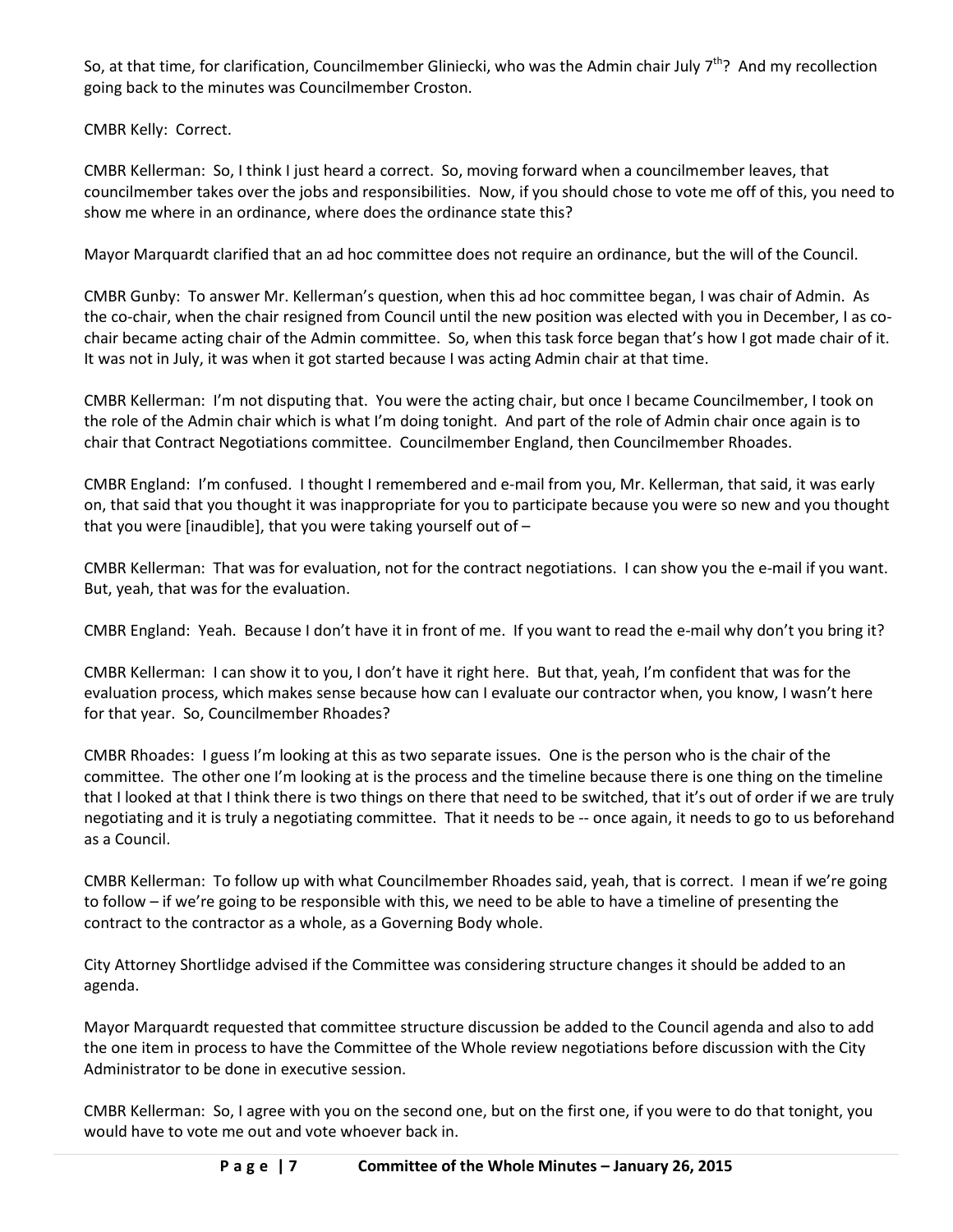So, at that time, for clarification, Councilmember Gliniecki, who was the Admin chair July 7th? And my recollection going back to the minutes was Councilmember Croston.

CMBR Kelly: Correct.

CMBR Kellerman: So, I think I just heard a correct. So, moving forward when a councilmember leaves, that councilmember takes over the jobs and responsibilities. Now, if you should chose to vote me off of this, you need to show me where in an ordinance, where does the ordinance state this?

Mayor Marquardt clarified that an ad hoc committee does not require an ordinance, but the will of the Council.

CMBR Gunby: To answer Mr. Kellerman's question, when this ad hoc committee began, I was chair of Admin. As the co-chair, when the chair resigned from Council until the new position was elected with you in December, I as co-chair became acting chair of the Admin committee. So, when this task force began that's how I got made chair of it. It was not in July, it was when it got started because I was acting Admin chair at that time.

CMBR Kellerman: I'm not disputing that. You were the acting chair, but once I became Councilmember, I took on the role of the Admin chair which is what I'm doing tonight. And part of the role of Admin chair once again is to chair that Contract Negotiations committee. Councilmember England, then Councilmember Rhoades.

CMBR England: I'm confused. I thought I remembered and e-mail from you, Mr. Kellerman, that said, it was early on, that said that you thought it was inappropriate for you to participate because you were so new and you thought that you were [inaudible], that you were taking yourself out of –

CMBR Kellerman: That was for evaluation, not for the contract negotiations. I can show you the e-mail if you want. But, yeah, that was for the evaluation.

CMBR England: Yeah. Because I don't have it in front of me. If you want to read the e-mail why don't you bring it?

CMBR Kellerman: I can show it to you, I don't have it right here. But that, yeah, I'm confident that was for the evaluation process, which makes sense because how can I evaluate our contractor when, you know, I wasn't here for that year. So, Councilmember Rhoades?

CMBR Rhoades: I guess I'm looking at this as two separate issues. One is the person who is the chair of the committee. The other one I'm looking at is the process and the timeline because there is one thing on the timeline that I looked at that I think there is two things on there that need to be switched, that it's out of order if we are truly negotiating and it is truly a negotiating committee. That it needs to be -- once again, it needs to go to us beforehand as a Council.

CMBR Kellerman: To follow up with what Councilmember Rhoades said, yeah, that is correct. I mean if we're going to follow – if we're going to be responsible with this, we need to be able to have a timeline of presenting the contract to the contractor as a whole, as a Governing Body whole.

City Attorney Shortlidge advised if the Committee was considering structure changes it should be added to an agenda.

Mayor Marquardt requested that committee structure discussion be added to the Council agenda and also to add the one item in process to have the Committee of the Whole review negotiations before discussion with the City Administrator to be done in executive session.

CMBR Kellerman: So, I agree with you on the second one, but on the first one, if you were to do that tonight, you would have to vote me out and vote whoever back in.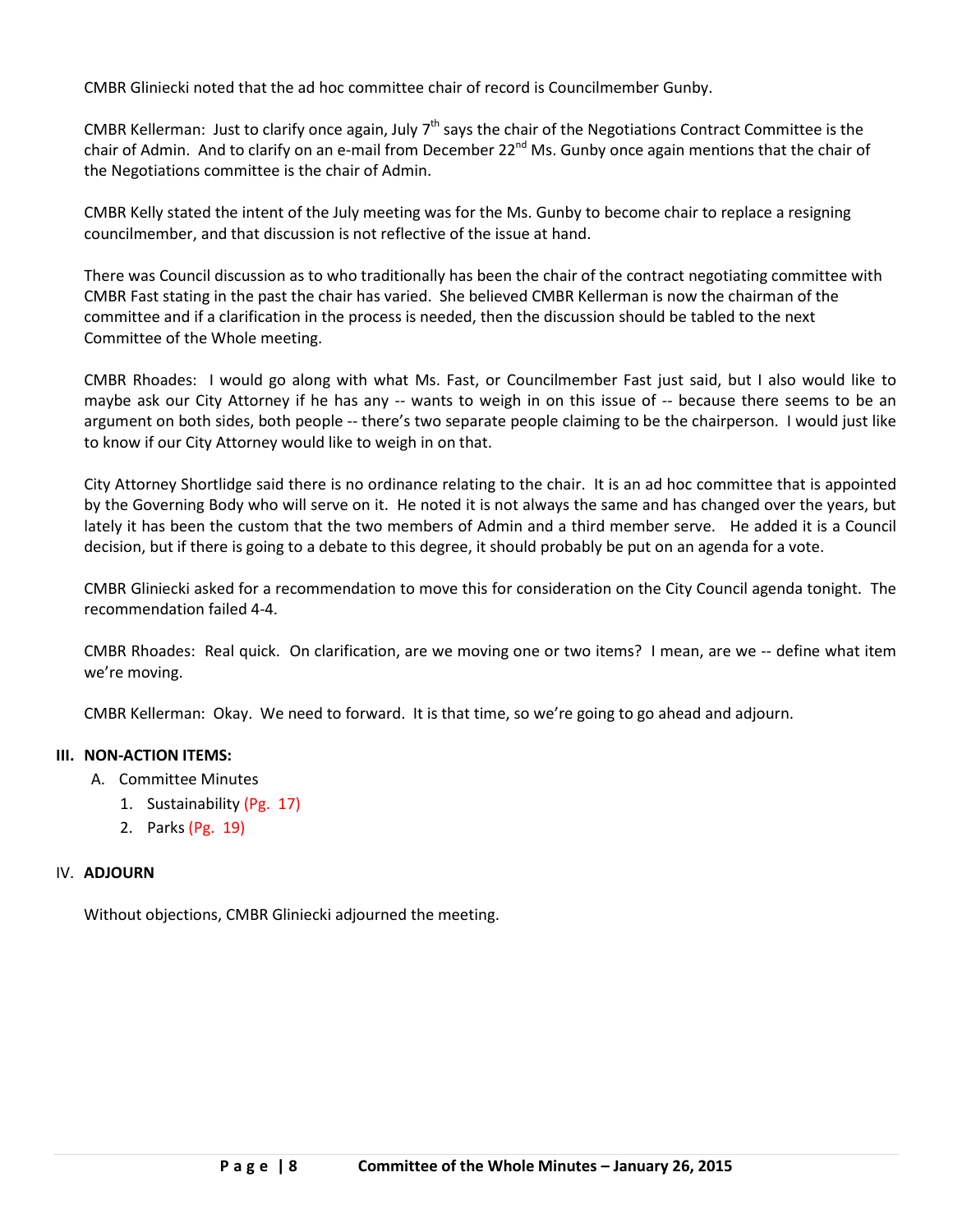CMBR Gliniecki noted that the ad hoc committee chair of record is Councilmember Gunby.

CMBR Kellerman: Just to clarify once again, July 7th says the chair of the Negotiations Contract Committee is the chair of Admin. And to clarify on an e-mail from December 22nd Ms. Gunby once again mentions that the chair of the Negotiations committee is the chair of Admin.

CMBR Kelly stated the intent of the July meeting was for the Ms. Gunby to become chair to replace a resigning councilmember, and that discussion is not reflective of the issue at hand.

There was Council discussion as to who traditionally has been the chair of the contract negotiating committee with CMBR Fast stating in the past the chair has varied. She believed CMBR Kellerman is now the chairman of the committee and if a clarification in the process is needed, then the discussion should be tabled to the next Committee of the Whole meeting.

CMBR Rhoades: I would go along with what Ms. Fast, or Councilmember Fast just said, but I also would like to maybe ask our City Attorney if he has any -- wants to weigh in on this issue of -- because there seems to be an argument on both sides, both people -- there's two separate people claiming to be the chairperson. I would just like to know if our City Attorney would like to weigh in on that.

City Attorney Shortlidge said there is no ordinance relating to the chair. It is an ad hoc committee that is appointed by the Governing Body who will serve on it. He noted it is not always the same and has changed over the years, but lately it has been the custom that the two members of Admin and a third member serve. He added it is a Council decision, but if there is going to a debate to this degree, it should probably be put on an agenda for a vote.

CMBR Gliniecki asked for a recommendation to move this for consideration on the City Council agenda tonight. The recommendation failed 4-4.

CMBR Rhoades: Real quick. On clarification, are we moving one or two items? I mean, are we -- define what item we're moving.

CMBR Kellerman: Okay. We need to forward. It is that time, so we're going to go ahead and adjourn.

## III. NON-ACTION ITEMS:

A. Committee Minutes
   1. Sustainability (Pg. 17)
   2. Parks (Pg. 19)

## IV. ADJOURN

Without objections, CMBR Gliniecki adjourned the meeting.